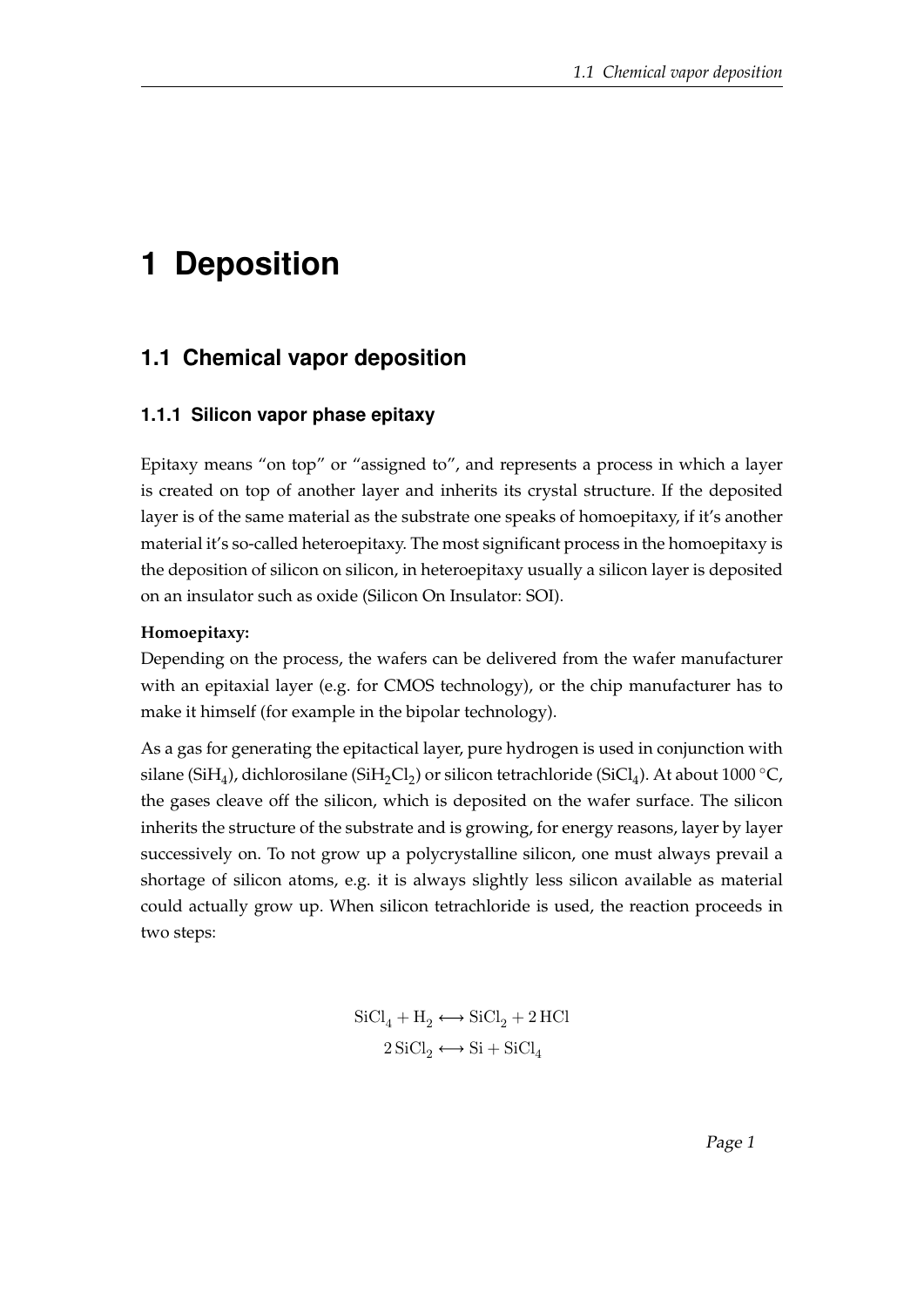# 1 Deposition

## 1.1 Chemical vapor deposition

### 1.1.1 Silicon vapor phase epitaxy

Epitaxy means "on top" or "assigned to", and represents a process in which a layer is created on top of another layer and inherits its crystal structure. If the deposited layer is of the same material as the substrate one speaks of homoepitaxy, if it's another material it's so-called heteroepitaxy. The most significant process in the homoepitaxy is the deposition of silicon on silicon, in heteroepitaxy usually a silicon layer is deposited on an insulator such as oxide (Silicon On Insulator: SOI).

**Homoepitaxy:**
Depending on the process, the wafers can be delivered from the wafer manufacturer with an epitaxial layer (e.g. for CMOS technology), or the chip manufacturer has to make it himself (for example in the bipolar technology).

As a gas for generating the epitactical layer, pure hydrogen is used in conjunction with silane ($SiH_4$), dichlorosilane ($SiH_2Cl_2$) or silicon tetrachloride ($SiCl_4$). At about 1000 °C, the gases cleave off the silicon, which is deposited on the wafer surface. The silicon inherits the structure of the substrate and is growing, for energy reasons, layer by layer successively on. To not grow up a polycrystalline silicon, one must always prevail a shortage of silicon atoms, e.g. it is always slightly less silicon available as material could actually grow up. When silicon tetrachloride is used, the reaction proceeds in two steps:

$$
\mathrm{SiCl_4 + H_2 \longleftrightarrow SiCl_2 + 2\,HCl}
$$
$$
\mathrm{2\,SiCl_2 \longleftrightarrow Si + SiCl_4}
$$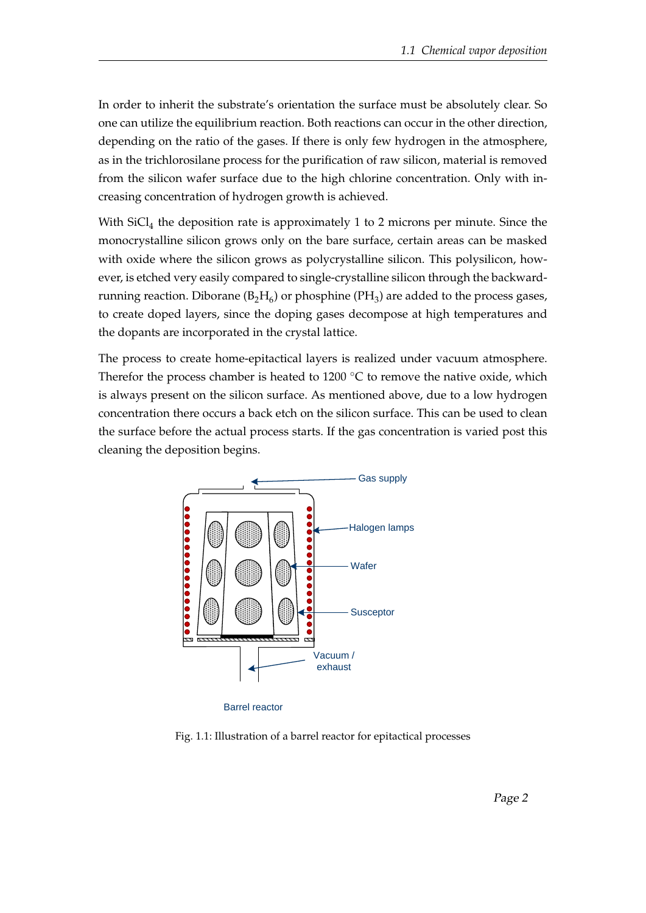In order to inherit the substrate's orientation the surface must be absolutely clear. So one can utilize the equilibrium reaction. Both reactions can occur in the other direction, depending on the ratio of the gases. If there is only few hydrogen in the atmosphere, as in the trichlorosilane process for the purification of raw silicon, material is removed from the silicon wafer surface due to the high chlorine concentration. Only with increasing concentration of hydrogen growth is achieved.

With $SiCl_4$ the deposition rate is approximately 1 to 2 microns per minute. Since the monocrystalline silicon grows only on the bare surface, certain areas can be masked with oxide where the silicon grows as polycrystalline silicon. This polysilicon, however, is etched very easily compared to single-crystalline silicon through the backward-running reaction. Diborane ($B_2H_6$) or phosphine ($PH_3$) are added to the process gases, to create doped layers, since the doping gases decompose at high temperatures and the dopants are incorporated in the crystal lattice.

The process to create home-epitactical layers is realized under vacuum atmosphere. Therefor the process chamber is heated to 1200 °C to remove the native oxide, which is always present on the silicon surface. As mentioned above, due to a low hydrogen concentration there occurs a back etch on the silicon surface. This can be used to clean the surface before the actual process starts. If the gas concentration is varied post this cleaning the deposition begins.

Fig. 1.1: Illustration of a barrel reactor for epitactical processes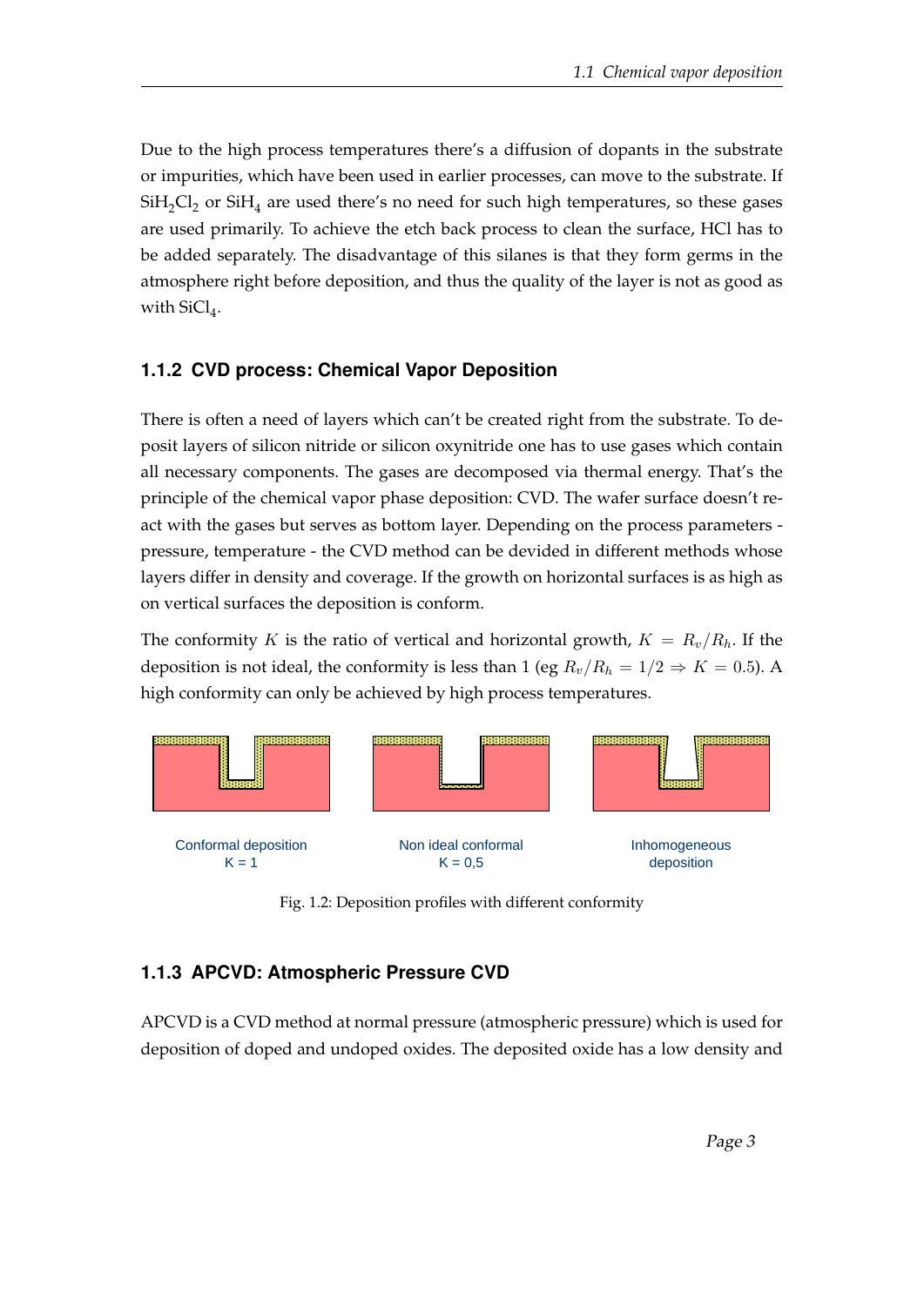Due to the high process temperatures there's a diffusion of dopants in the substrate or impurities, which have been used in earlier processes, can move to the substrate. If $SiH_2Cl_2$ or $SiH_4$ are used there's no need for such high temperatures, so these gases are used primarily. To achieve the etch back process to clean the surface, HCl has to be added separately. The disadvantage of this silanes is that they form germs in the atmosphere right before deposition, and thus the quality of the layer is not as good as with $SiCl_4$.

### 1.1.2 CVD process: Chemical Vapor Deposition

There is often a need of layers which can't be created right from the substrate. To deposit layers of silicon nitride or silicon oxynitride one has to use gases which contain all necessary components. The gases are decomposed via thermal energy. That's the principle of the chemical vapor phase deposition: CVD. The wafer surface doesn't react with the gases but serves as bottom layer. Depending on the process parameters - pressure, temperature - the CVD method can be devided in different methods whose layers differ in density and coverage. If the growth on horizontal surfaces is as high as on vertical surfaces the deposition is conform.

The conformity $K$ is the ratio of vertical and horizontal growth, $K = R_v/R_h$. If the deposition is not ideal, the conformity is less than 1 (eg $R_v/R_h = 1/2 \Rightarrow K = 0.5$). A high conformity can only be achieved by high process temperatures.

Conformal deposition K = 1

Non ideal conformal K = 0,5

Inhomogeneous deposition

Fig. 1.2: Deposition profiles with different conformity

### 1.1.3 APCVD: Atmospheric Pressure CVD

APCVD is a CVD method at normal pressure (atmospheric pressure) which is used for deposition of doped and undoped oxides. The deposited oxide has a low density and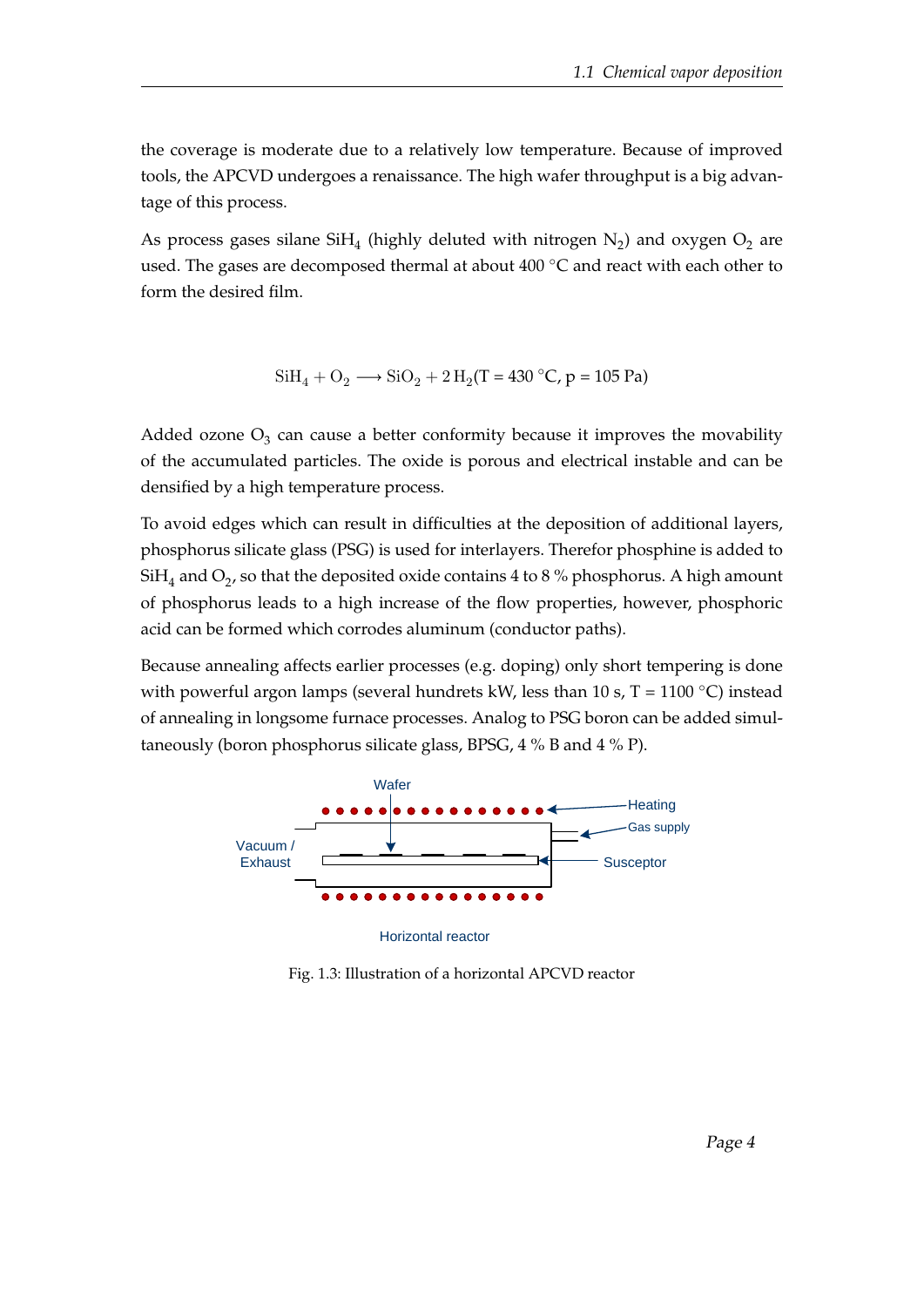the coverage is moderate due to a relatively low temperature. Because of improved tools, the APCVD undergoes a renaissance. The high wafer throughput is a big advantage of this process.

As process gases silane $SiH_4$ (highly deluted with nitrogen $N_2$) and oxygen $O_2$ are used. The gases are decomposed thermal at about 400 °C and react with each other to form the desired film.

$$SiH_4 + O_2 \longrightarrow SiO_2 + 2\,H_2 (T = 430\ °C,\ p = 105\ Pa)$$

Added ozone $O_3$ can cause a better conformity because it improves the movability of the accumulated particles. The oxide is porous and electrical instable and can be densified by a high temperature process.

To avoid edges which can result in difficulties at the deposition of additional layers, phosphorus silicate glass (PSG) is used for interlayers. Therefor phosphine is added to $SiH_4$ and $O_2$, so that the deposited oxide contains 4 to 8 % phosphorus. A high amount of phosphorus leads to a high increase of the flow properties, however, phosphoric acid can be formed which corrodes aluminum (conductor paths).

Because annealing affects earlier processes (e.g. doping) only short tempering is done with powerful argon lamps (several hundrets kW, less than 10 s, T = 1100 °C) instead of annealing in longsome furnace processes. Analog to PSG boron can be added simultaneously (boron phosphorus silicate glass, BPSG, 4 % B and 4 % P).

Fig. 1.3: Illustration of a horizontal APCVD reactor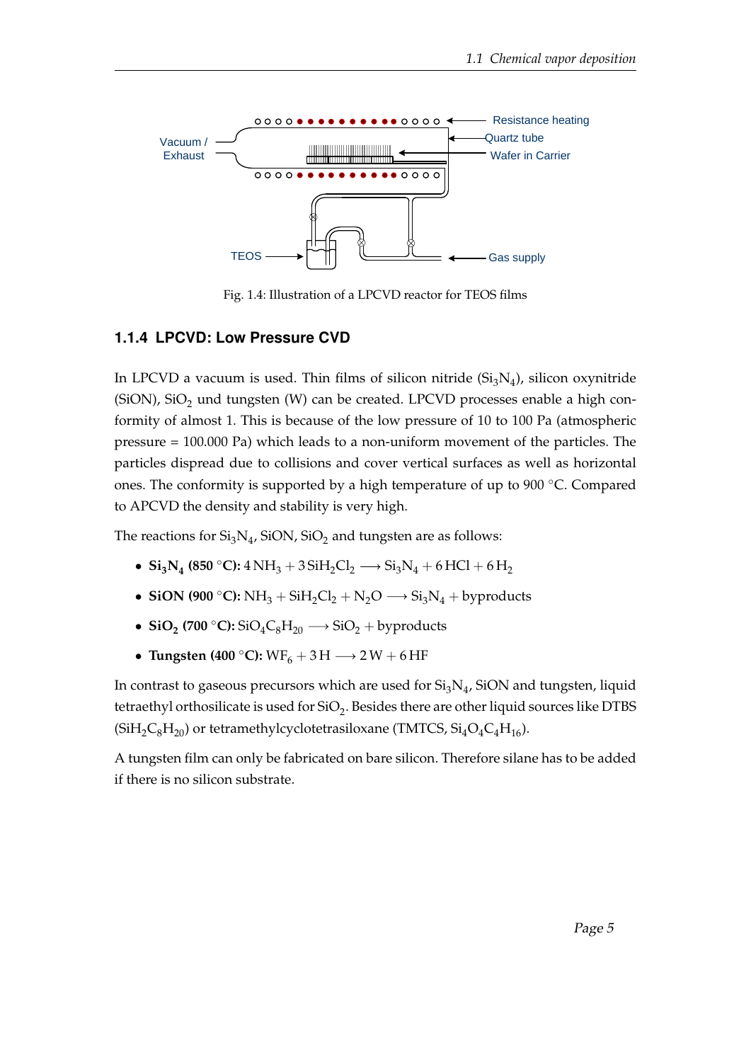Fig. 1.4: Illustration of a LPCVD reactor for TEOS films

### 1.1.4 LPCVD: Low Pressure CVD

In LPCVD a vacuum is used. Thin films of silicon nitride ($Si_3N_4$), silicon oxynitride (SiON), $SiO_2$ und tungsten (W) can be created. LPCVD processes enable a high conformity of almost 1. This is because of the low pressure of 10 to 100 Pa (atmospheric pressure = 100.000 Pa) which leads to a non-uniform movement of the particles. The particles dispread due to collisions and cover vertical surfaces as well as horizontal ones. The conformity is supported by a high temperature of up to 900 °C. Compared to APCVD the density and stability is very high.

The reactions for $Si_3N_4$, SiON, $SiO_2$ and tungsten are as follows:

- **$Si_3N_4$ (850 °C):** $4\,NH_3 + 3\,SiH_2Cl_2 \longrightarrow Si_3N_4 + 6\,HCl + 6\,H_2$
- **SiON (900 °C):** $NH_3 + SiH_2Cl_2 + N_2O \longrightarrow Si_3N_4 + \text{byproducts}$
- **$SiO_2$ (700 °C):** $SiO_4C_8H_{20} \longrightarrow SiO_2 + \text{byproducts}$
- **Tungsten (400 °C):** $WF_6 + 3\,H \longrightarrow 2\,W + 6\,HF$

In contrast to gaseous precursors which are used for $Si_3N_4$, SiON and tungsten, liquid tetraethyl orthosilicate is used for $SiO_2$. Besides there are other liquid sources like DTBS ($SiH_2C_8H_{20}$) or tetramethylcyclotetrasiloxane (TMTCS, $Si_4O_4C_4H_{16}$).

A tungsten film can only be fabricated on bare silicon. Therefore silane has to be added if there is no silicon substrate.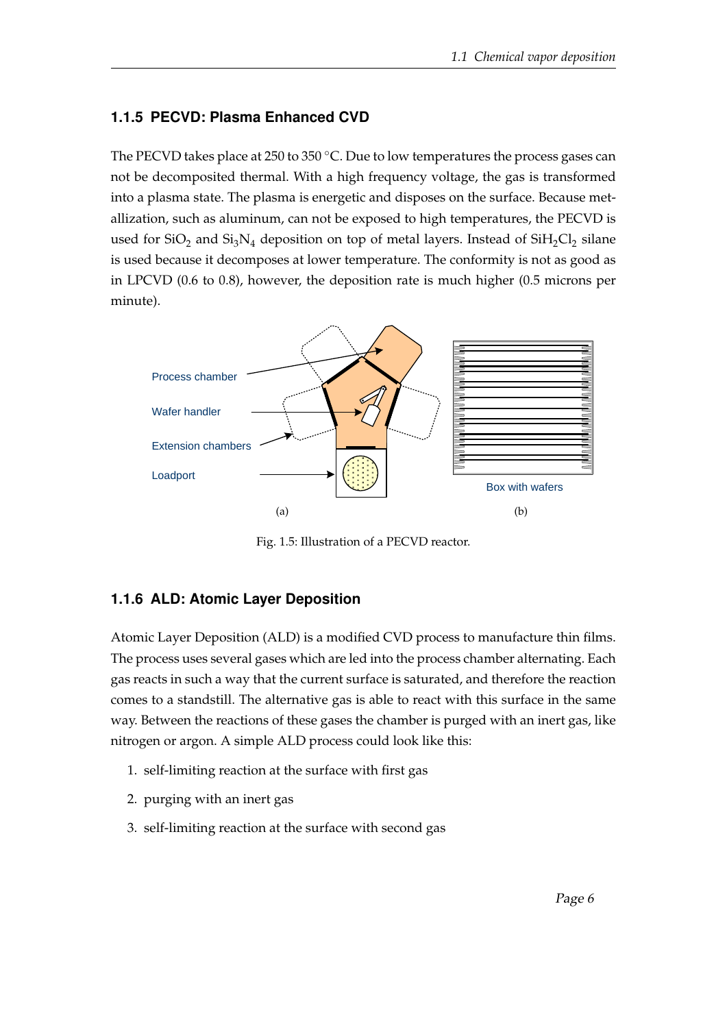### 1.1.5 PECVD: Plasma Enhanced CVD

The PECVD takes place at 250 to 350 °C. Due to low temperatures the process gases can not be decomposited thermal. With a high frequency voltage, the gas is transformed into a plasma state. The plasma is energetic and disposes on the surface. Because metallization, such as aluminum, can not be exposed to high temperatures, the PECVD is used for $SiO_2$ and $Si_3N_4$ deposition on top of metal layers. Instead of $SiH_2Cl_2$ silane is used because it decomposes at lower temperature. The conformity is not as good as in LPCVD (0.6 to 0.8), however, the deposition rate is much higher (0.5 microns per minute).

Fig. 1.5: Illustration of a PECVD reactor.

### 1.1.6 ALD: Atomic Layer Deposition

Atomic Layer Deposition (ALD) is a modified CVD process to manufacture thin films. The process uses several gases which are led into the process chamber alternating. Each gas reacts in such a way that the current surface is saturated, and therefore the reaction comes to a standstill. The alternative gas is able to react with this surface in the same way. Between the reactions of these gases the chamber is purged with an inert gas, like nitrogen or argon. A simple ALD process could look like this:

1. self-limiting reaction at the surface with first gas
2. purging with an inert gas
3. self-limiting reaction at the surface with second gas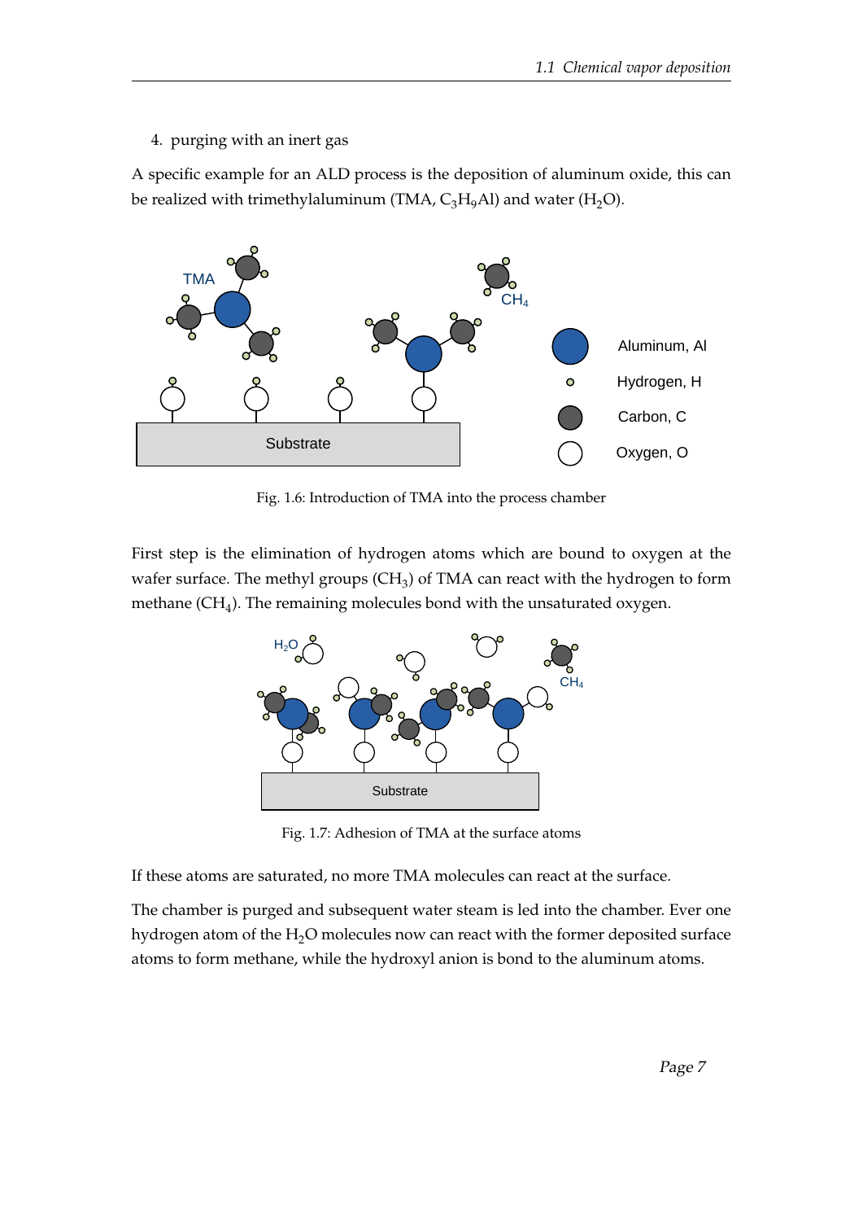4. purging with an inert gas

A specific example for an ALD process is the deposition of aluminum oxide, this can be realized with trimethylaluminum (TMA, $C_3H_9Al$) and water ($H_2O$).

Fig. 1.6: Introduction of TMA into the process chamber

First step is the elimination of hydrogen atoms which are bound to oxygen at the wafer surface. The methyl groups ($CH_3$) of TMA can react with the hydrogen to form methane ($CH_4$). The remaining molecules bond with the unsaturated oxygen.

Fig. 1.7: Adhesion of TMA at the surface atoms

If these atoms are saturated, no more TMA molecules can react at the surface.

The chamber is purged and subsequent water steam is led into the chamber. Ever one hydrogen atom of the $H_2O$ molecules now can react with the former deposited surface atoms to form methane, while the hydroxyl anion is bond to the aluminum atoms.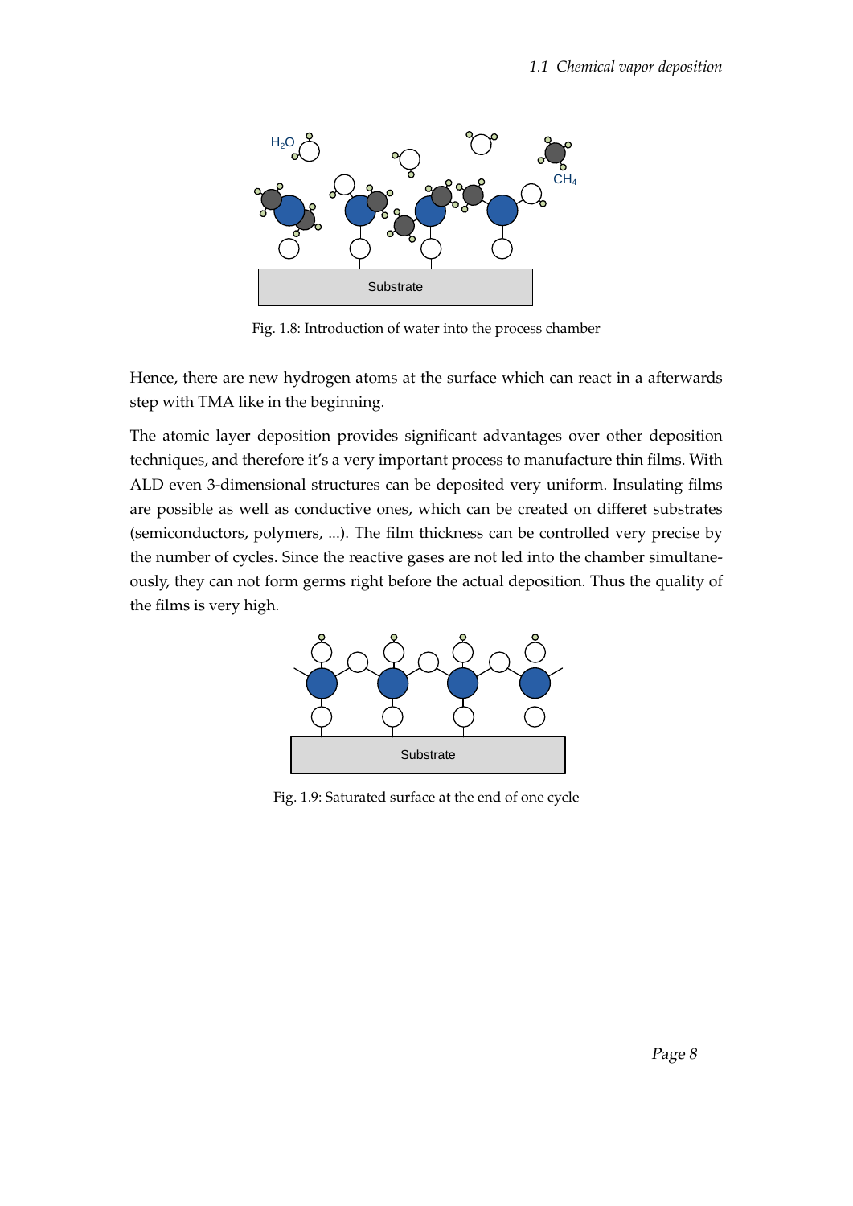H$_2$O

CH$_4$

Substrate

Fig. 1.8: Introduction of water into the process chamber

Hence, there are new hydrogen atoms at the surface which can react in a afterwards step with TMA like in the beginning.

The atomic layer deposition provides significant advantages over other deposition techniques, and therefore it's a very important process to manufacture thin films. With ALD even 3-dimensional structures can be deposited very uniform. Insulating films are possible as well as conductive ones, which can be created on differet substrates (semiconductors, polymers, ...). The film thickness can be controlled very precise by the number of cycles. Since the reactive gases are not led into the chamber simultaneously, they can not form germs right before the actual deposition. Thus the quality of the films is very high.

Substrate

Fig. 1.9: Saturated surface at the end of one cycle